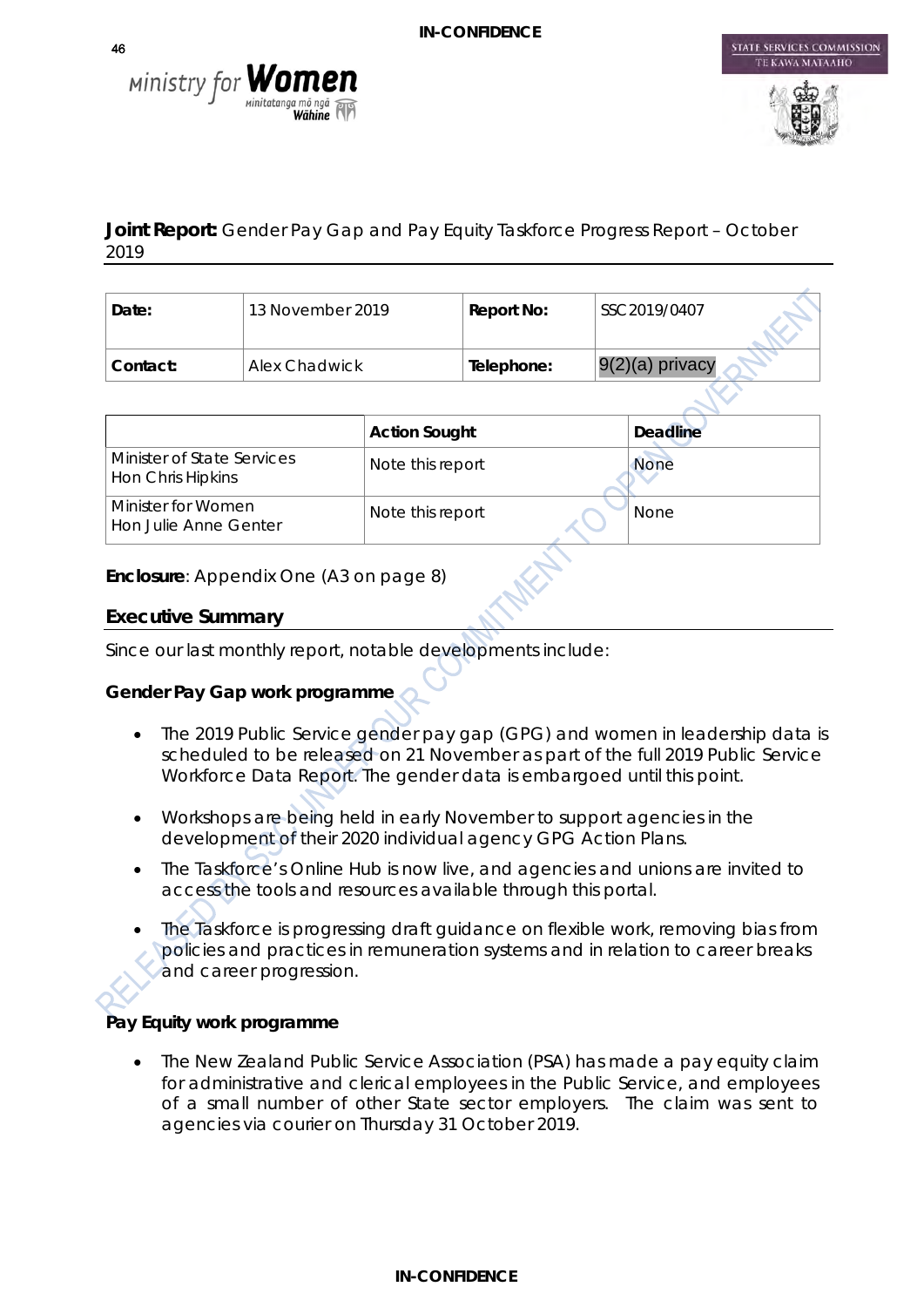**IN-CONFIDENCE**

# **Joint Report:** Gender Pay Gap and Pay Equity Taskforce Progress Report – October 2019

| | | | |
|---|---|---|---|
| **Date:** | 13 November 2019 | **Report No:** | SSC2019/0407 |
| **Contact:** | Alex Chadwick | **Telephone:** | 9(2)(a) privacy |

| | Action Sought | Deadline |
|---|---|---|
| Minister of State Services<br>Hon Chris Hipkins | Note this report | None |
| Minister for Women<br>Hon Julie Anne Genter | Note this report | None |

**Enclosure**: Appendix One (A3 on page 8)

## Executive Summary

Since our last monthly report, notable developments include:

**Gender Pay Gap work programme**

- The 2019 Public Service gender pay gap (GPG) and women in leadership data is scheduled to be released on 21 November as part of the full 2019 Public Service Workforce Data Report. The gender data is embargoed until this point.
- Workshops are being held in early November to support agencies in the development of their 2020 individual agency GPG Action Plans.
- The Taskforce's Online Hub is now live, and agencies and unions are invited to access the tools and resources available through this portal.
- The Taskforce is progressing draft guidance on flexible work, removing bias from policies and practices in remuneration systems and in relation to career breaks and career progression.

**Pay Equity work programme**

- The New Zealand Public Service Association (PSA) has made a pay equity claim for administrative and clerical employees in the Public Service, and employees of a small number of other State sector employers. The claim was sent to agencies via courier on Thursday 31 October 2019.

**IN-CONFIDENCE**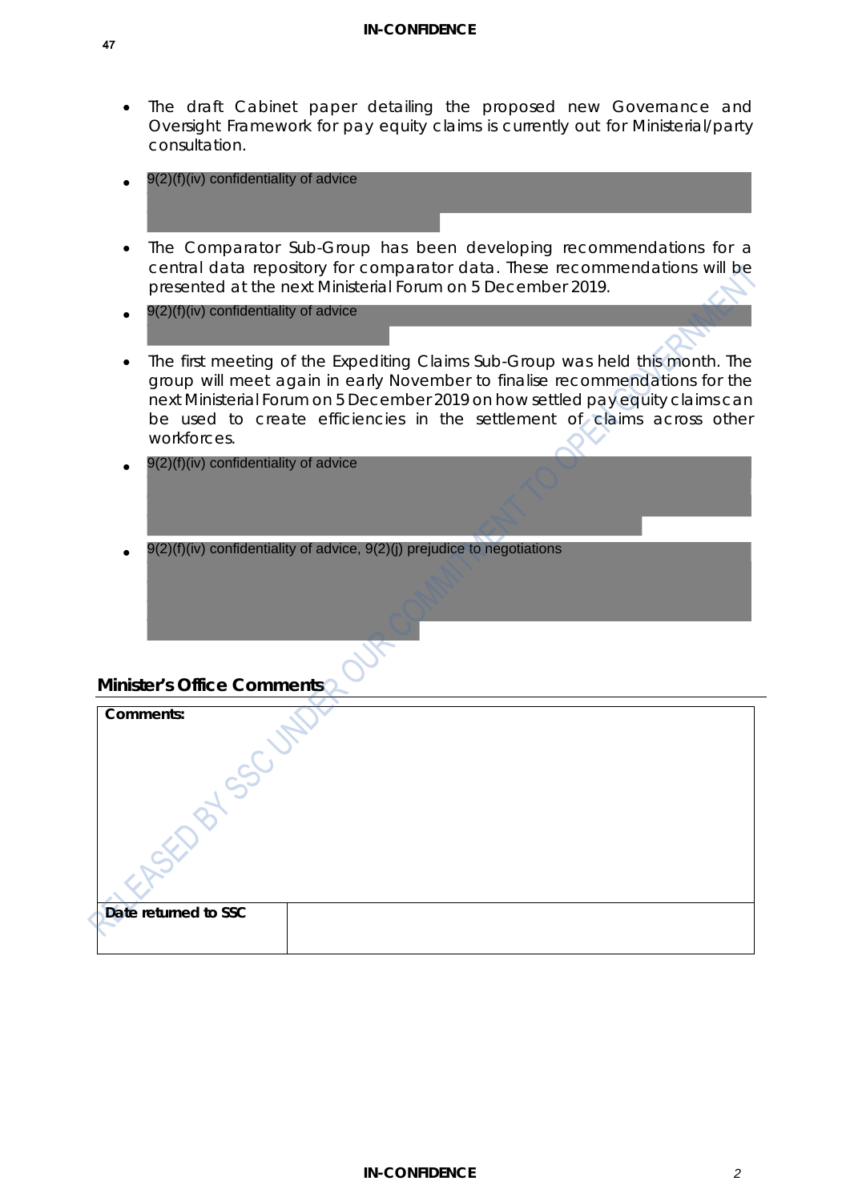- The draft Cabinet paper detailing the proposed new Governance and Oversight Framework for pay equity claims is currently out for Ministerial/party consultation.
- 9(2)(f)(iv) confidentiality of advice
- The Comparator Sub-Group has been developing recommendations for a central data repository for comparator data. These recommendations will be presented at the next Ministerial Forum on 5 December 2019.
- 9(2)(f)(iv) confidentiality of advice
- The first meeting of the Expediting Claims Sub-Group was held this month. The group will meet again in early November to finalise recommendations for the next Ministerial Forum on 5 December 2019 on how settled pay equity claims can be used to create efficiencies in the settlement of claims across other workforces.
- 9(2)(f)(iv) confidentiality of advice
- 9(2)(f)(iv) confidentiality of advice, 9(2)(j) prejudice to negotiations

## Minister's Office Comments

| | |
|---|---|
| **Comments:** | |
| **Date returned to SSC** | |

RELEASED BY SSC UNDER OUR COMMITMENT TO OPEN GOVERNMENT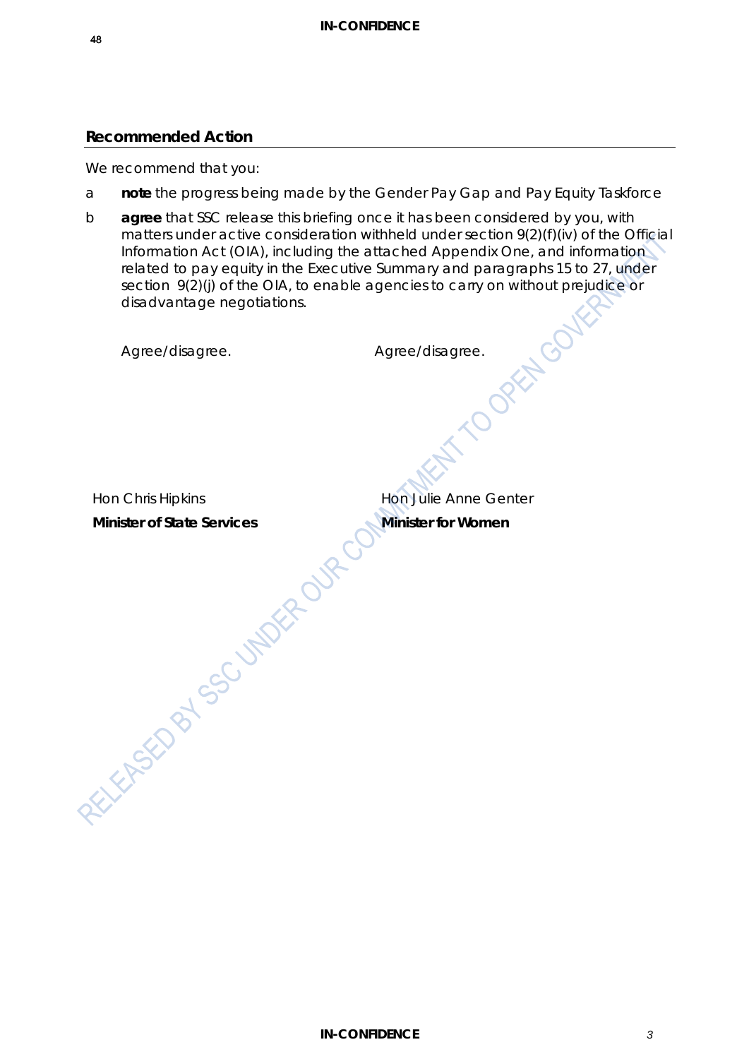## Recommended Action

We recommend that you:

a **note** the progress being made by the Gender Pay Gap and Pay Equity Taskforce

b **agree** that SSC release this briefing once it has been considered by you, with matters under active consideration withheld under section 9(2)(f)(iv) of the Official Information Act (OIA), including the attached Appendix One, and information related to pay equity in the Executive Summary and paragraphs 15 to 27, under section 9(2)(j) of the OIA, to enable agencies to carry on without prejudice or disadvantage negotiations.

Agree/disagree.

Agree/disagree.

Hon Chris Hipkins
**Minister of State Services**

Hon Julie Anne Genter
**Minister for Women**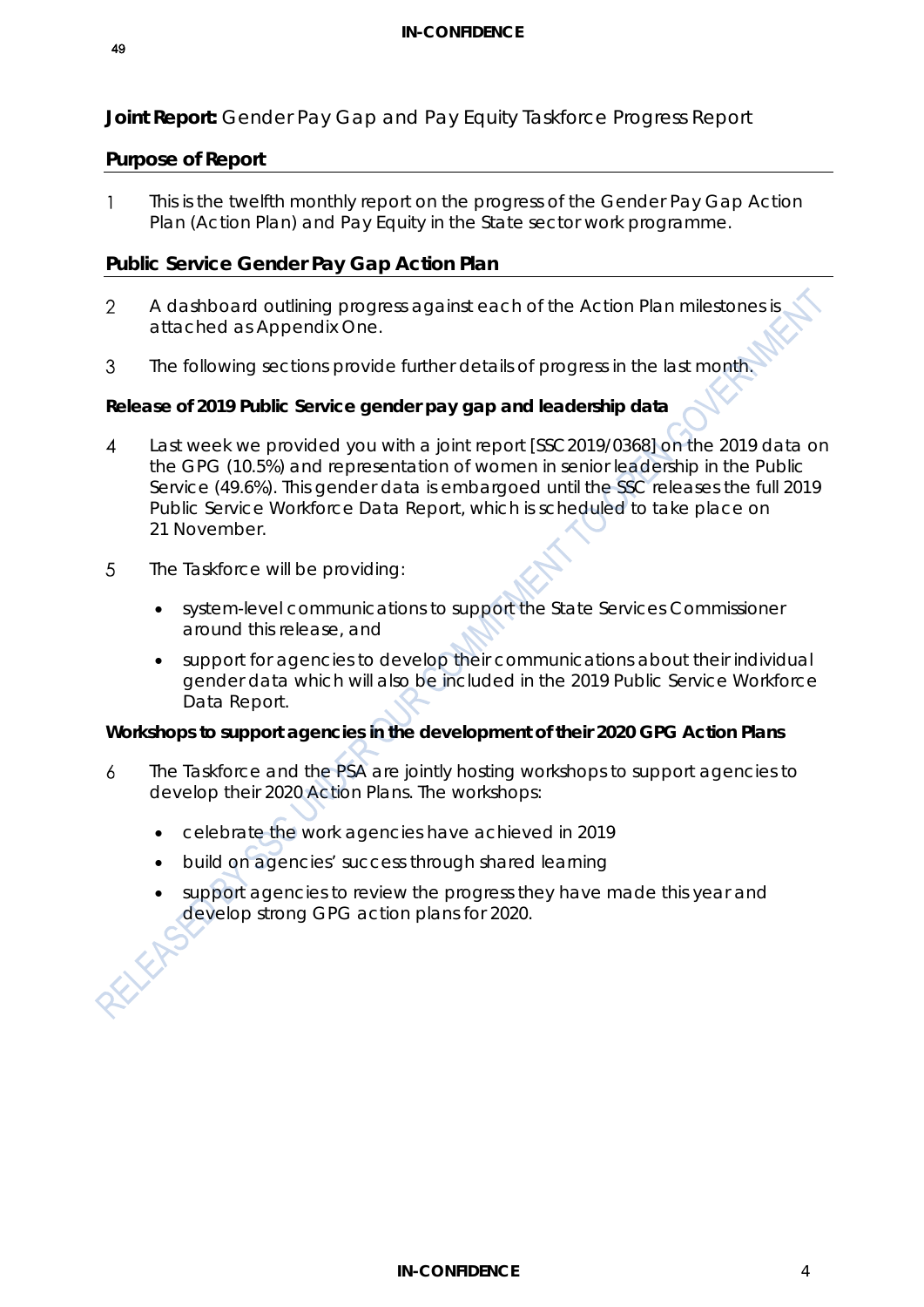**Joint Report:** Gender Pay Gap and Pay Equity Taskforce Progress Report

## Purpose of Report

1. This is the twelfth monthly report on the progress of the Gender Pay Gap Action Plan (Action Plan) and Pay Equity in the State sector work programme.

## Public Service Gender Pay Gap Action Plan

2. A dashboard outlining progress against each of the Action Plan milestones is attached as Appendix One.

3. The following sections provide further details of progress in the last month.

### Release of 2019 Public Service gender pay gap and leadership data

4. Last week we provided you with a joint report [SSC 2019/0368] on the 2019 data on the GPG (10.5%) and representation of women in senior leadership in the Public Service (49.6%). This gender data is embargoed until the SSC releases the full 2019 Public Service Workforce Data Report, which is scheduled to take place on 21 November.

5. The Taskforce will be providing:

   - system-level communications to support the State Services Commissioner around this release, and
   - support for agencies to develop their communications about their individual gender data which will also be included in the 2019 Public Service Workforce Data Report.

### Workshops to support agencies in the development of their 2020 GPG Action Plans

6. The Taskforce and the PSA are jointly hosting workshops to support agencies to develop their 2020 Action Plans. The workshops:

   - celebrate the work agencies have achieved in 2019
   - build on agencies' success through shared learning
   - support agencies to review the progress they have made this year and develop strong GPG action plans for 2020.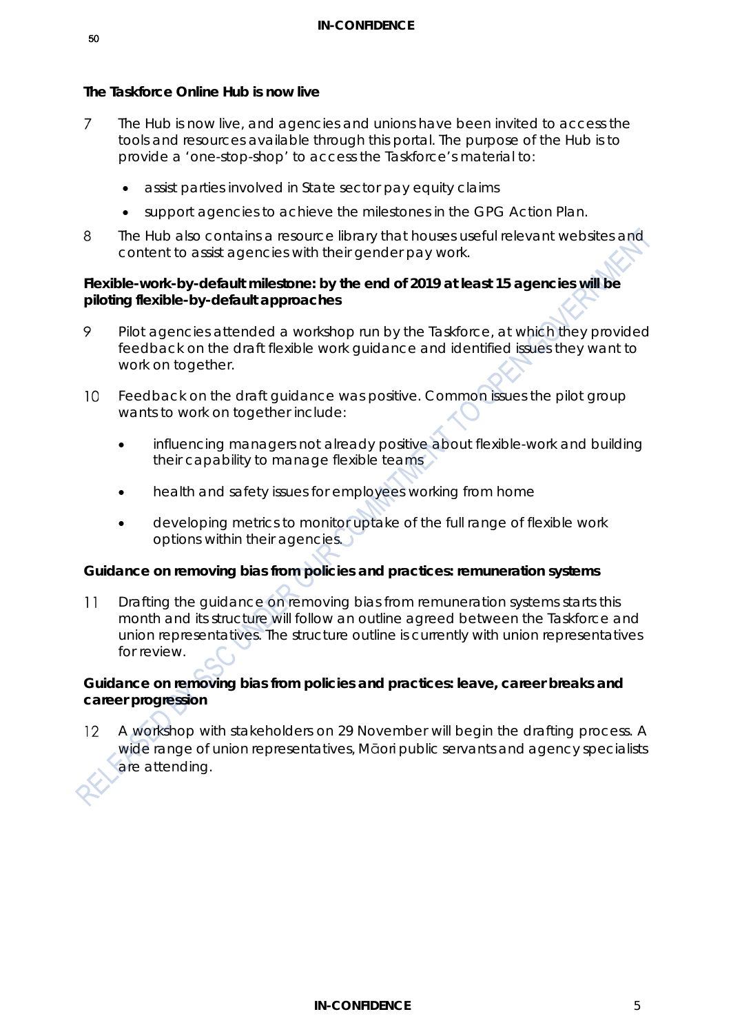### The Taskforce Online Hub is now live

7 The Hub is now live, and agencies and unions have been invited to access the tools and resources available through this portal. The purpose of the Hub is to provide a 'one-stop-shop' to access the Taskforce's material to:

- assist parties involved in State sector pay equity claims
- support agencies to achieve the milestones in the GPG Action Plan.

8 The Hub also contains a resource library that houses useful relevant websites and content to assist agencies with their gender pay work.

### Flexible-work-by-default milestone: by the end of 2019 at least 15 agencies will be piloting flexible-by-default approaches

9 Pilot agencies attended a workshop run by the Taskforce, at which they provided feedback on the draft flexible work guidance and identified issues they want to work on together.

10 Feedback on the draft guidance was positive. Common issues the pilot group wants to work on together include:

- influencing managers not already positive about flexible-work and building their capability to manage flexible teams
- health and safety issues for employees working from home
- developing metrics to monitor uptake of the full range of flexible work options within their agencies.

### Guidance on removing bias from policies and practices: remuneration systems

11 Drafting the guidance on removing bias from remuneration systems starts this month and its structure will follow an outline agreed between the Taskforce and union representatives. The structure outline is currently with union representatives for review.

### Guidance on removing bias from policies and practices: leave, career breaks and career progression

12 A workshop with stakeholders on 29 November will begin the drafting process. A wide range of union representatives, Māori public servants and agency specialists are attending.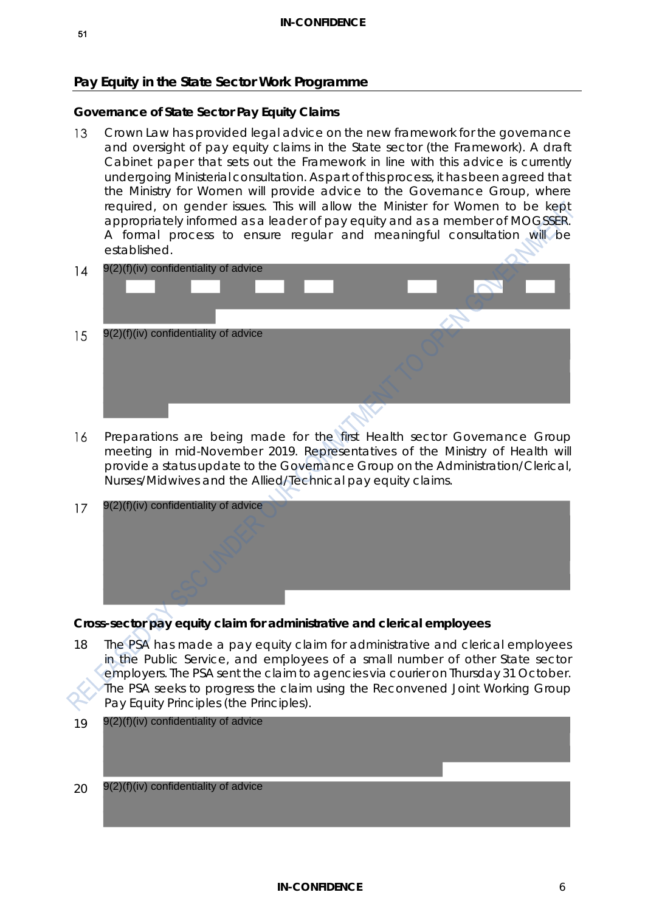## Pay Equity in the State Sector Work Programme

### Governance of State Sector Pay Equity Claims

13 Crown Law has provided legal advice on the new framework for the governance and oversight of pay equity claims in the State sector (the Framework). A draft Cabinet paper that sets out the Framework in line with this advice is currently undergoing Ministerial consultation. As part of this process, it has been agreed that the Ministry for Women will provide advice to the Governance Group, where required, on gender issues. This will allow the Minister for Women to be kept appropriately informed as a leader of pay equity and as a member of MOGSSER. A formal process to ensure regular and meaningful consultation will be established.

14 9(2)(f)(iv) confidentiality of advice

15 9(2)(f)(iv) confidentiality of advice

16 Preparations are being made for the first Health sector Governance Group meeting in mid-November 2019. Representatives of the Ministry of Health will provide a status update to the Governance Group on the Administration/Clerical, Nurses/Midwives and the Allied/Technical pay equity claims.

17 9(2)(f)(iv) confidentiality of advice

### Cross-sector pay equity claim for administrative and clerical employees

18 The PSA has made a pay equity claim for administrative and clerical employees in the Public Service, and employees of a small number of other State sector employers. The PSA sent the claim to agencies via courier on Thursday 31 October. The PSA seeks to progress the claim using the Reconvened Joint Working Group Pay Equity Principles (the Principles).

19 9(2)(f)(iv) confidentiality of advice

20 9(2)(f)(iv) confidentiality of advice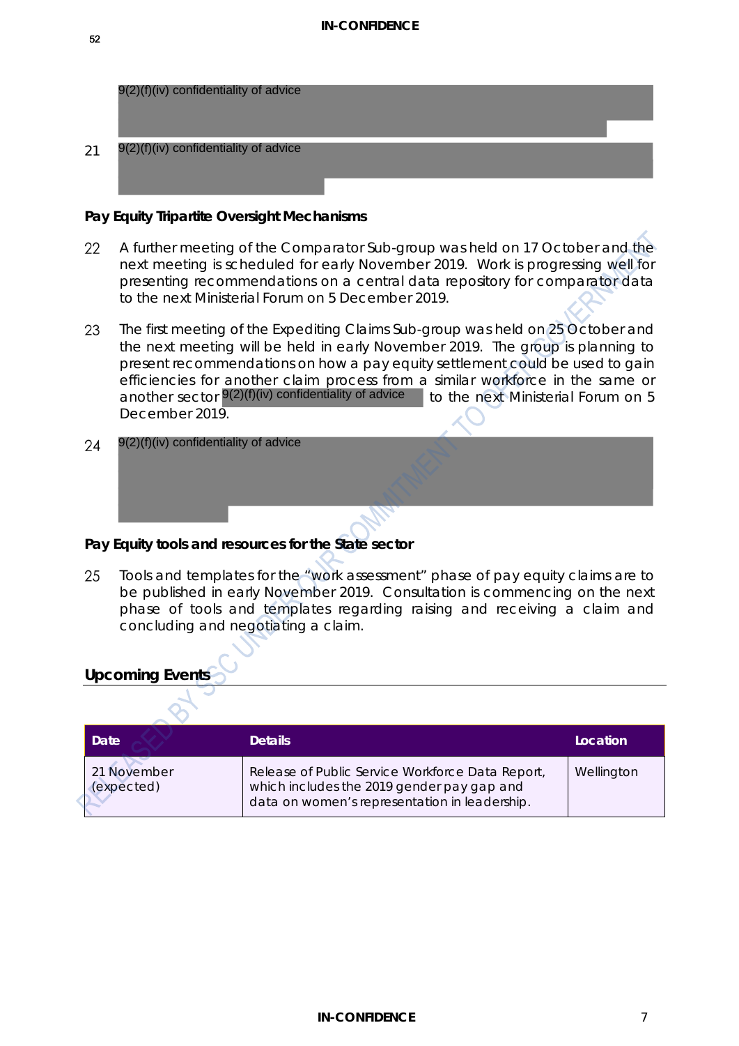20 9(2)(f)(iv) confidentiality of advice

21 9(2)(f)(iv) confidentiality of advice

**Pay Equity Tripartite Oversight Mechanisms**

22 A further meeting of the Comparator Sub-group was held on 17 October and the next meeting is scheduled for early November 2019. Work is progressing well for presenting recommendations on a central data repository for comparator data to the next Ministerial Forum on 5 December 2019.

23 The first meeting of the Expediting Claims Sub-group was held on 25 October and the next meeting will be held in early November 2019. The group is planning to present recommendations on how a pay equity settlement could be used to gain efficiencies for another claim process from a similar workforce in the same or another sector 9(2)(f)(iv) confidentiality of advice to the next Ministerial Forum on 5 December 2019.

24 9(2)(f)(iv) confidentiality of advice

**Pay Equity tools and resources for the State sector**

25 Tools and templates for the "work assessment" phase of pay equity claims are to be published in early November 2019. Consultation is commencing on the next phase of tools and templates regarding raising and receiving a claim and concluding and negotiating a claim.

## Upcoming Events

| Date | Details | Location |
|---|---|---|
| 21 November (expected) | Release of Public Service Workforce Data Report, which includes the 2019 gender pay gap and data on women's representation in leadership. | Wellington |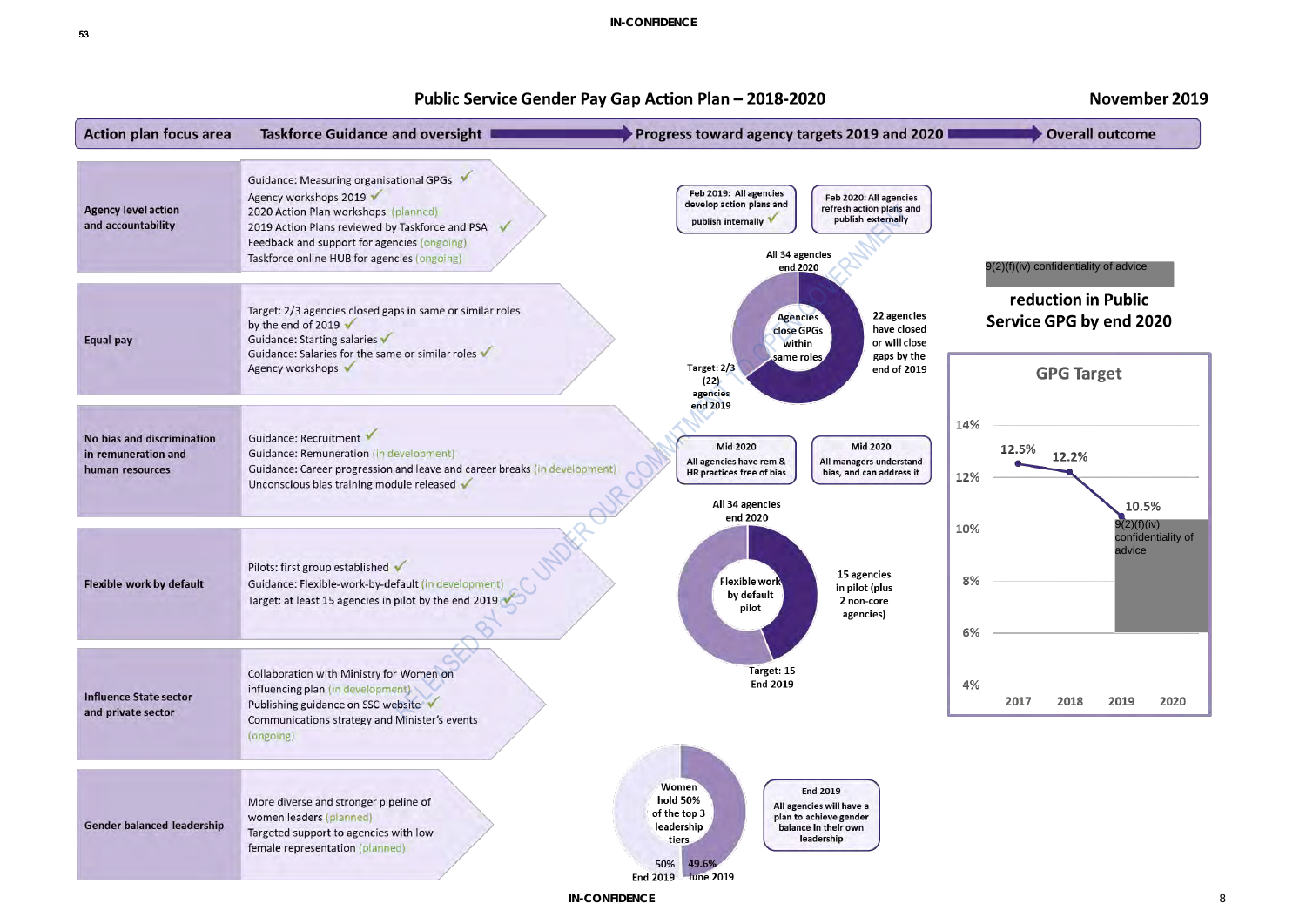# Public Service Gender Pay Gap Action Plan – 2018-2020

November 2019

**Action plan focus area** | **Taskforce Guidance and oversight** → **Progress toward agency targets 2019 and 2020** → **Overall outcome**

## Agency level action and accountability

- Guidance: Measuring organisational GPGs ✓
- Agency workshops 2019 ✓
- 2020 Action Plan workshops (planned)
- 2019 Action Plans reviewed by Taskforce and PSA ✓
- Feedback and support for agencies (ongoing)
- Taskforce online HUB for agencies (ongoing)

Feb 2019: All agencies develop action plans and publish internally ✓

Feb 2020: All agencies refresh action plans and publish externally

## Equal pay

- Target: 2/3 agencies closed gaps in same or similar roles by the end of 2019 ✓
- Guidance: Starting salaries ✓
- Guidance: Salaries for the same or similar roles ✓
- Agency workshops ✓

Agencies close GPGs within same roles

All 34 agencies end 2020

22 agencies have closed or will close gaps by the end of 2019

Target: 2/3 (22) agencies end 2019

## No bias and discrimination in remuneration and human resources

- Guidance: Recruitment ✓
- Guidance: Remuneration (in development)
- Guidance: Career progression and leave and career breaks (in development)
- Unconscious bias training module released ✓

Mid 2020: All agencies have rem & HR practices free of bias

Mid 2020: All managers understand bias, and can address it

## Flexible work by default

- Pilots: first group established ✓
- Guidance: Flexible-work-by-default (in development)
- Target: at least 15 agencies in pilot by the end 2019 ✓

Flexible work by default pilot

All 34 agencies end 2020

15 agencies in pilot (plus 2 non-core agencies)

Target: 15 End 2019

## Influence State sector and private sector

- Collaboration with Ministry for Women on influencing plan (in development)
- Publishing guidance on SSC website ✓
- Communications strategy and Minister's events (ongoing)

## Gender balanced leadership

- More diverse and stronger pipeline of women leaders (planned)
- Targeted support to agencies with low female representation (planned)

Women hold 50% of the top 3 leadership tiers

50% End 2019

49.6% June 2019

End 2019: All agencies will have a plan to achieve gender balance in their own leadership

## Overall outcome

9(2)(f)(iv) confidentiality of advice

**reduction in Public Service GPG by end 2020**

GPG Target

14%
12%
10%
8%
6%
4%

2017
2018
2019
2020

12.5%
12.2%
10.5%

9(2)(f)(iv) confidentiality of advice

RELEASED BY SSC UNDER OUR COMMITMENT TO OPEN GOVERNMENT